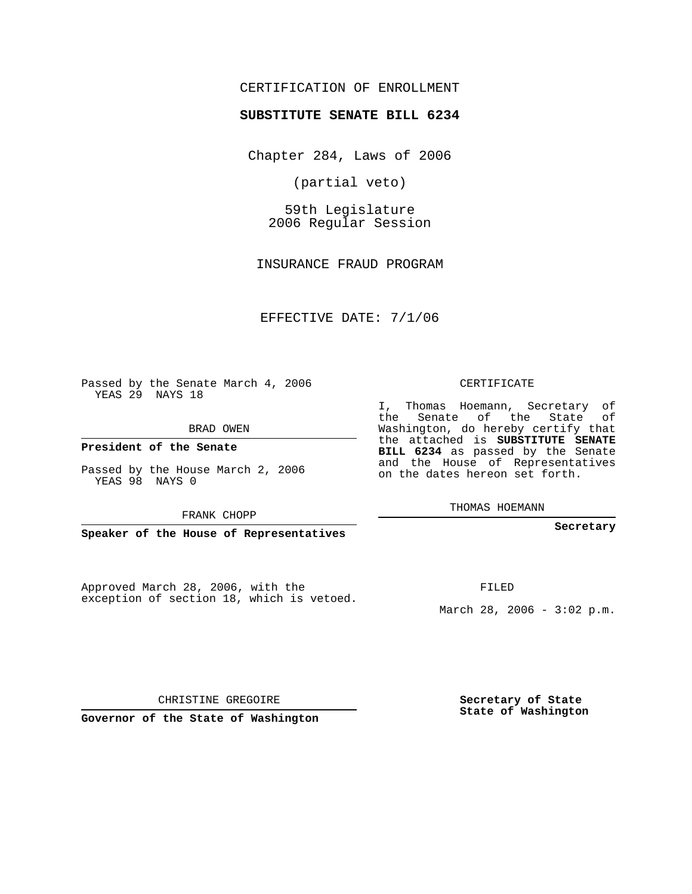CERTIFICATION OF ENROLLMENT

**SUBSTITUTE SENATE BILL 6234**

Chapter 284, Laws of 2006

(partial veto)

59th Legislature
2006 Regular Session

INSURANCE FRAUD PROGRAM

EFFECTIVE DATE: 7/1/06

Passed by the Senate March 4, 2006
YEAS 29 NAYS 18

BRAD OWEN

**President of the Senate**

Passed by the House March 2, 2006
YEAS 98 NAYS 0

FRANK CHOPP

**Speaker of the House of Representatives**

CERTIFICATE

I, Thomas Hoemann, Secretary of the Senate of the State of Washington, do hereby certify that the attached is **SUBSTITUTE SENATE BILL 6234** as passed by the Senate and the House of Representatives on the dates hereon set forth.

THOMAS HOEMANN

**Secretary**

Approved March 28, 2006, with the exception of section 18, which is vetoed.

FILED

March 28, 2006 - 3:02 p.m.

CHRISTINE GREGOIRE

**Governor of the State of Washington**

**Secretary of State**
**State of Washington**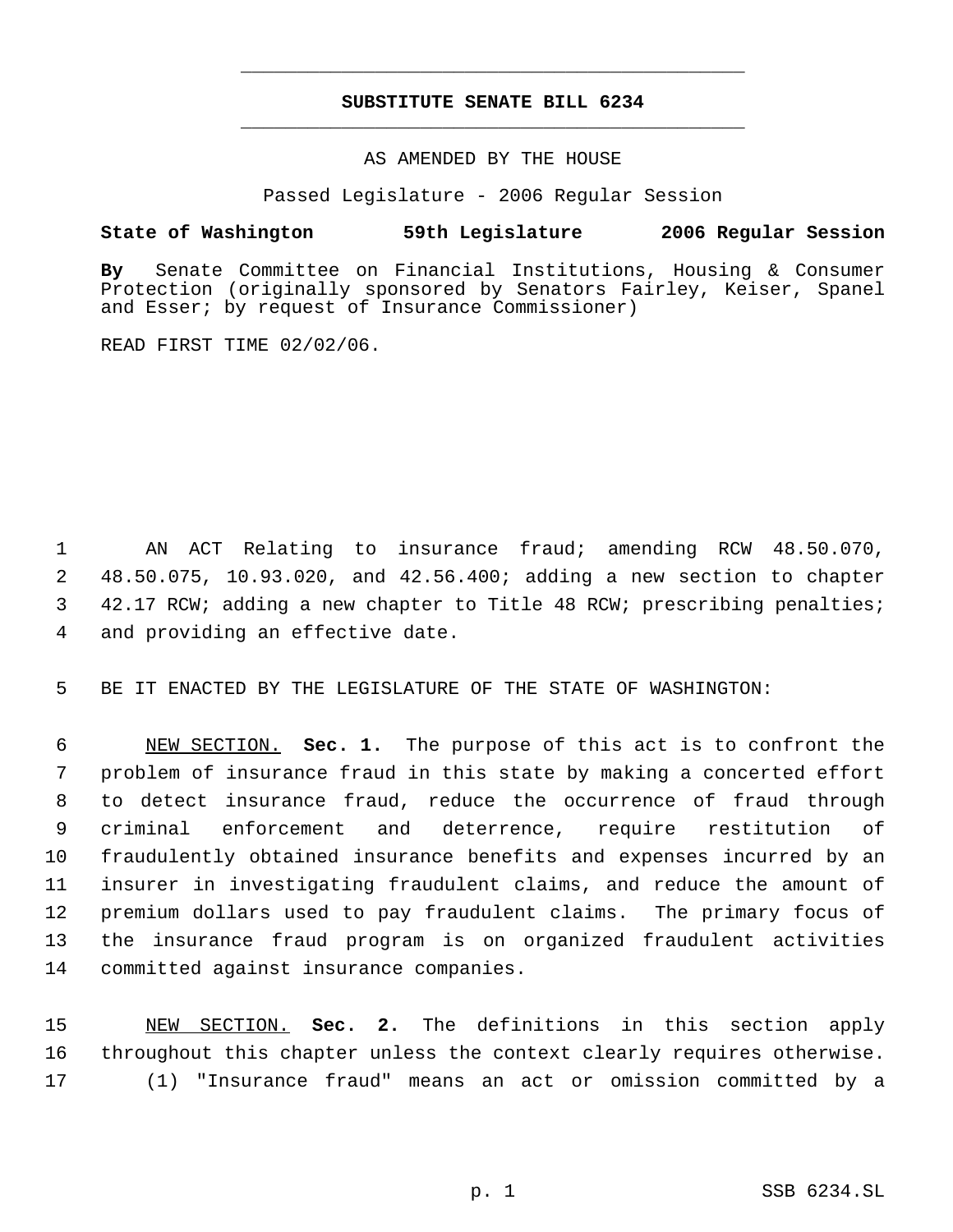# SUBSTITUTE SENATE BILL 6234

AS AMENDED BY THE HOUSE

Passed Legislature - 2006 Regular Session

**State of Washington 59th Legislature 2006 Regular Session**

**By** Senate Committee on Financial Institutions, Housing & Consumer Protection (originally sponsored by Senators Fairley, Keiser, Spanel and Esser; by request of Insurance Commissioner)

READ FIRST TIME 02/02/06.

AN ACT Relating to insurance fraud; amending RCW 48.50.070, 48.50.075, 10.93.020, and 42.56.400; adding a new section to chapter 42.17 RCW; adding a new chapter to Title 48 RCW; prescribing penalties; and providing an effective date.

BE IT ENACTED BY THE LEGISLATURE OF THE STATE OF WASHINGTON:

NEW SECTION. **Sec. 1.** The purpose of this act is to confront the problem of insurance fraud in this state by making a concerted effort to detect insurance fraud, reduce the occurrence of fraud through criminal enforcement and deterrence, require restitution of fraudulently obtained insurance benefits and expenses incurred by an insurer in investigating fraudulent claims, and reduce the amount of premium dollars used to pay fraudulent claims. The primary focus of the insurance fraud program is on organized fraudulent activities committed against insurance companies.

NEW SECTION. **Sec. 2.** The definitions in this section apply throughout this chapter unless the context clearly requires otherwise.

(1) "Insurance fraud" means an act or omission committed by a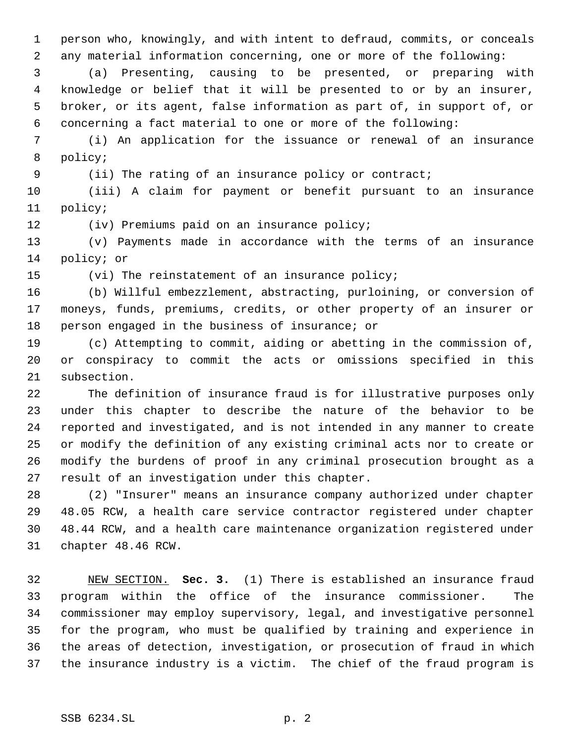person who, knowingly, and with intent to defraud, commits, or conceals any material information concerning, one or more of the following:

(a) Presenting, causing to be presented, or preparing with knowledge or belief that it will be presented to or by an insurer, broker, or its agent, false information as part of, in support of, or concerning a fact material to one or more of the following:

(i) An application for the issuance or renewal of an insurance policy;

(ii) The rating of an insurance policy or contract;

(iii) A claim for payment or benefit pursuant to an insurance policy;

(iv) Premiums paid on an insurance policy;

(v) Payments made in accordance with the terms of an insurance policy; or

(vi) The reinstatement of an insurance policy;

(b) Willful embezzlement, abstracting, purloining, or conversion of moneys, funds, premiums, credits, or other property of an insurer or person engaged in the business of insurance; or

(c) Attempting to commit, aiding or abetting in the commission of, or conspiracy to commit the acts or omissions specified in this subsection.

The definition of insurance fraud is for illustrative purposes only under this chapter to describe the nature of the behavior to be reported and investigated, and is not intended in any manner to create or modify the definition of any existing criminal acts nor to create or modify the burdens of proof in any criminal prosecution brought as a result of an investigation under this chapter.

(2) "Insurer" means an insurance company authorized under chapter 48.05 RCW, a health care service contractor registered under chapter 48.44 RCW, and a health care maintenance organization registered under chapter 48.46 RCW.

NEW SECTION. **Sec. 3.** (1) There is established an insurance fraud program within the office of the insurance commissioner. The commissioner may employ supervisory, legal, and investigative personnel for the program, who must be qualified by training and experience in the areas of detection, investigation, or prosecution of fraud in which the insurance industry is a victim. The chief of the fraud program is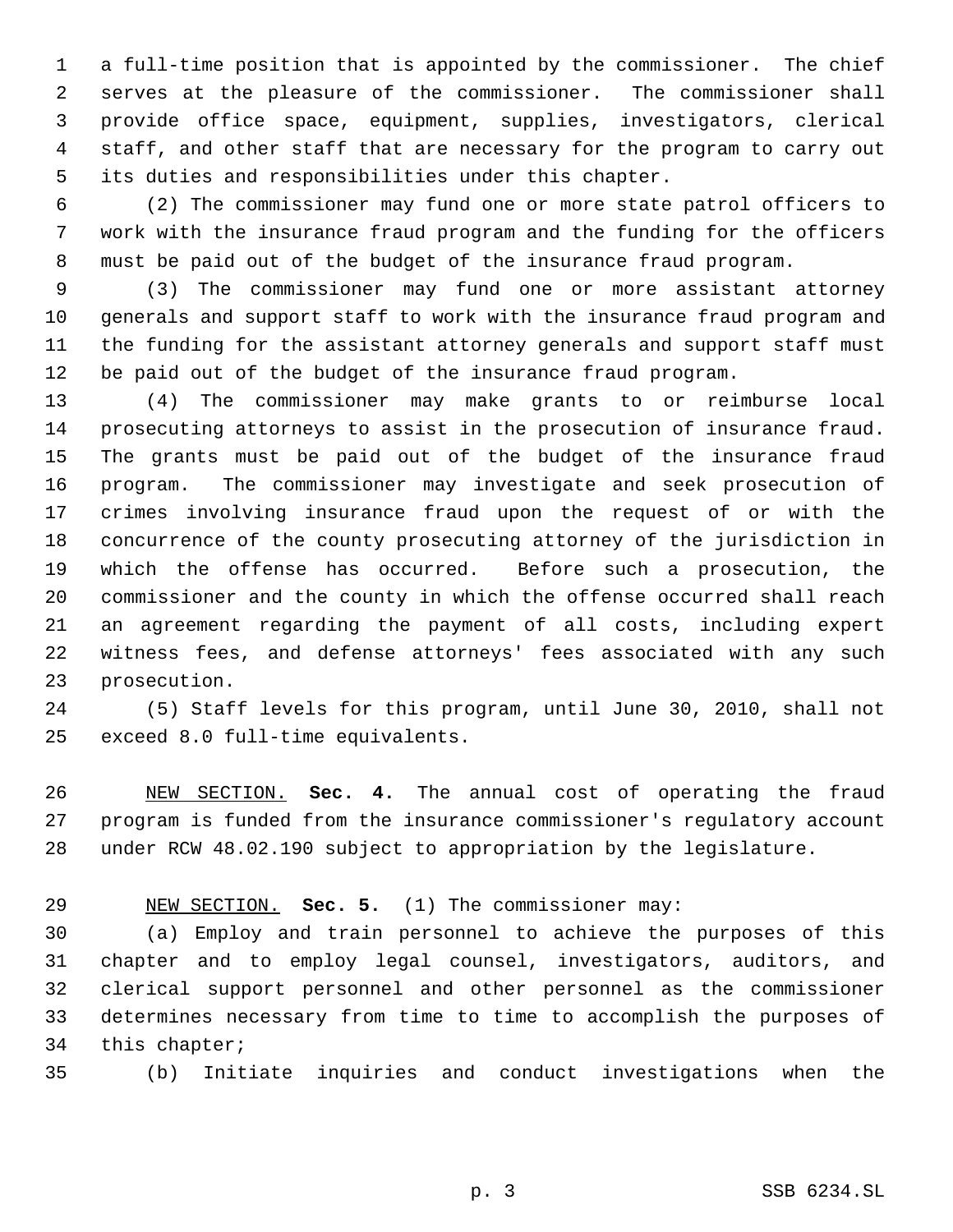a full-time position that is appointed by the commissioner. The chief serves at the pleasure of the commissioner. The commissioner shall provide office space, equipment, supplies, investigators, clerical staff, and other staff that are necessary for the program to carry out its duties and responsibilities under this chapter.

(2) The commissioner may fund one or more state patrol officers to work with the insurance fraud program and the funding for the officers must be paid out of the budget of the insurance fraud program.

(3) The commissioner may fund one or more assistant attorney generals and support staff to work with the insurance fraud program and the funding for the assistant attorney generals and support staff must be paid out of the budget of the insurance fraud program.

(4) The commissioner may make grants to or reimburse local prosecuting attorneys to assist in the prosecution of insurance fraud. The grants must be paid out of the budget of the insurance fraud program. The commissioner may investigate and seek prosecution of crimes involving insurance fraud upon the request of or with the concurrence of the county prosecuting attorney of the jurisdiction in which the offense has occurred. Before such a prosecution, the commissioner and the county in which the offense occurred shall reach an agreement regarding the payment of all costs, including expert witness fees, and defense attorneys' fees associated with any such prosecution.

(5) Staff levels for this program, until June 30, 2010, shall not exceed 8.0 full-time equivalents.

NEW SECTION. **Sec. 4.** The annual cost of operating the fraud program is funded from the insurance commissioner's regulatory account under RCW 48.02.190 subject to appropriation by the legislature.

NEW SECTION. **Sec. 5.** (1) The commissioner may:

(a) Employ and train personnel to achieve the purposes of this chapter and to employ legal counsel, investigators, auditors, and clerical support personnel and other personnel as the commissioner determines necessary from time to time to accomplish the purposes of this chapter;

(b) Initiate inquiries and conduct investigations when the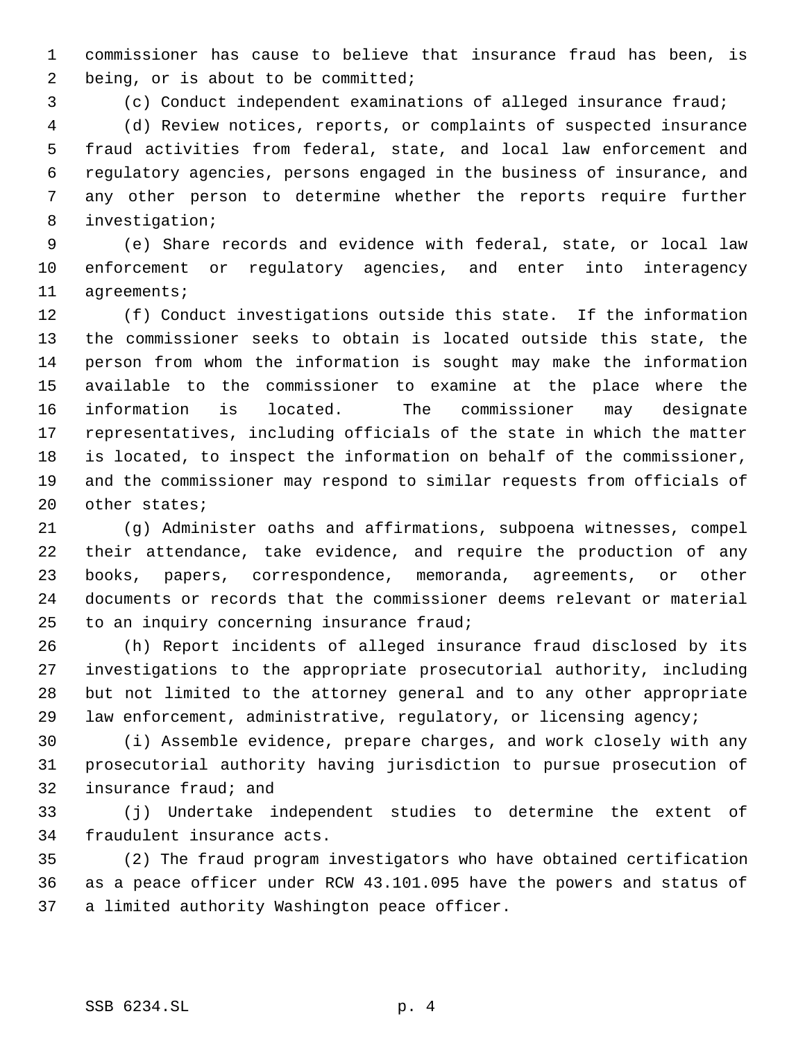commissioner has cause to believe that insurance fraud has been, is being, or is about to be committed;

(c) Conduct independent examinations of alleged insurance fraud;

(d) Review notices, reports, or complaints of suspected insurance fraud activities from federal, state, and local law enforcement and regulatory agencies, persons engaged in the business of insurance, and any other person to determine whether the reports require further investigation;

(e) Share records and evidence with federal, state, or local law enforcement or regulatory agencies, and enter into interagency agreements;

(f) Conduct investigations outside this state. If the information the commissioner seeks to obtain is located outside this state, the person from whom the information is sought may make the information available to the commissioner to examine at the place where the information is located. The commissioner may designate representatives, including officials of the state in which the matter is located, to inspect the information on behalf of the commissioner, and the commissioner may respond to similar requests from officials of other states;

(g) Administer oaths and affirmations, subpoena witnesses, compel their attendance, take evidence, and require the production of any books, papers, correspondence, memoranda, agreements, or other documents or records that the commissioner deems relevant or material to an inquiry concerning insurance fraud;

(h) Report incidents of alleged insurance fraud disclosed by its investigations to the appropriate prosecutorial authority, including but not limited to the attorney general and to any other appropriate law enforcement, administrative, regulatory, or licensing agency;

(i) Assemble evidence, prepare charges, and work closely with any prosecutorial authority having jurisdiction to pursue prosecution of insurance fraud; and

(j) Undertake independent studies to determine the extent of fraudulent insurance acts.

(2) The fraud program investigators who have obtained certification as a peace officer under RCW 43.101.095 have the powers and status of a limited authority Washington peace officer.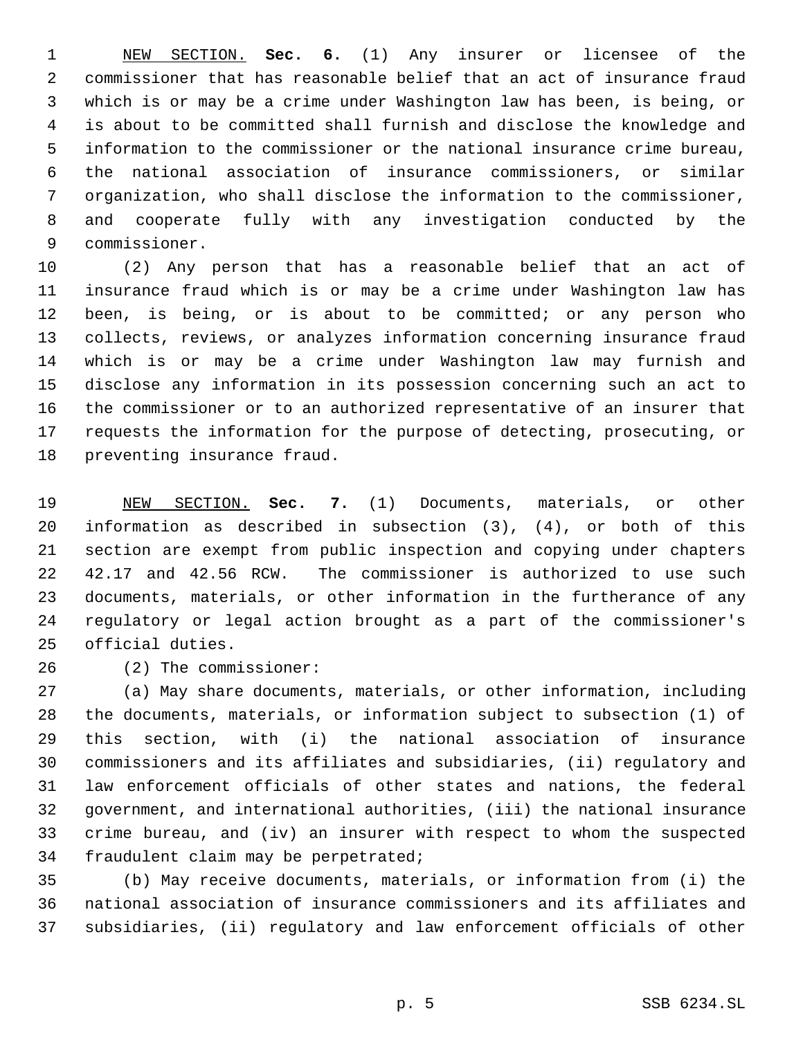NEW SECTION. **Sec. 6.** (1) Any insurer or licensee of the commissioner that has reasonable belief that an act of insurance fraud which is or may be a crime under Washington law has been, is being, or is about to be committed shall furnish and disclose the knowledge and information to the commissioner or the national insurance crime bureau, the national association of insurance commissioners, or similar organization, who shall disclose the information to the commissioner, and cooperate fully with any investigation conducted by the commissioner.

(2) Any person that has a reasonable belief that an act of insurance fraud which is or may be a crime under Washington law has been, is being, or is about to be committed; or any person who collects, reviews, or analyzes information concerning insurance fraud which is or may be a crime under Washington law may furnish and disclose any information in its possession concerning such an act to the commissioner or to an authorized representative of an insurer that requests the information for the purpose of detecting, prosecuting, or preventing insurance fraud.

NEW SECTION. **Sec. 7.** (1) Documents, materials, or other information as described in subsection (3), (4), or both of this section are exempt from public inspection and copying under chapters 42.17 and 42.56 RCW. The commissioner is authorized to use such documents, materials, or other information in the furtherance of any regulatory or legal action brought as a part of the commissioner's official duties.

(2) The commissioner:

(a) May share documents, materials, or other information, including the documents, materials, or information subject to subsection (1) of this section, with (i) the national association of insurance commissioners and its affiliates and subsidiaries, (ii) regulatory and law enforcement officials of other states and nations, the federal government, and international authorities, (iii) the national insurance crime bureau, and (iv) an insurer with respect to whom the suspected fraudulent claim may be perpetrated;

(b) May receive documents, materials, or information from (i) the national association of insurance commissioners and its affiliates and subsidiaries, (ii) regulatory and law enforcement officials of other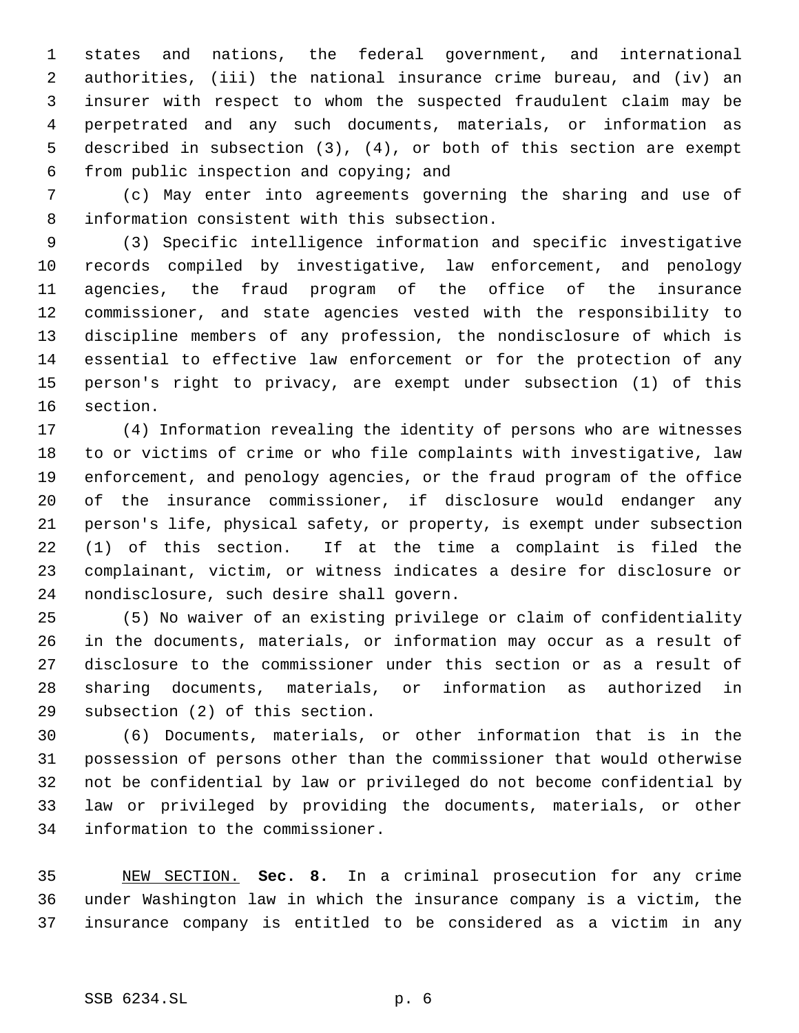states and nations, the federal government, and international authorities, (iii) the national insurance crime bureau, and (iv) an insurer with respect to whom the suspected fraudulent claim may be perpetrated and any such documents, materials, or information as described in subsection (3), (4), or both of this section are exempt from public inspection and copying; and

(c) May enter into agreements governing the sharing and use of information consistent with this subsection.

(3) Specific intelligence information and specific investigative records compiled by investigative, law enforcement, and penology agencies, the fraud program of the office of the insurance commissioner, and state agencies vested with the responsibility to discipline members of any profession, the nondisclosure of which is essential to effective law enforcement or for the protection of any person's right to privacy, are exempt under subsection (1) of this section.

(4) Information revealing the identity of persons who are witnesses to or victims of crime or who file complaints with investigative, law enforcement, and penology agencies, or the fraud program of the office of the insurance commissioner, if disclosure would endanger any person's life, physical safety, or property, is exempt under subsection (1) of this section. If at the time a complaint is filed the complainant, victim, or witness indicates a desire for disclosure or nondisclosure, such desire shall govern.

(5) No waiver of an existing privilege or claim of confidentiality in the documents, materials, or information may occur as a result of disclosure to the commissioner under this section or as a result of sharing documents, materials, or information as authorized in subsection (2) of this section.

(6) Documents, materials, or other information that is in the possession of persons other than the commissioner that would otherwise not be confidential by law or privileged do not become confidential by law or privileged by providing the documents, materials, or other information to the commissioner.

NEW SECTION. **Sec. 8.** In a criminal prosecution for any crime under Washington law in which the insurance company is a victim, the insurance company is entitled to be considered as a victim in any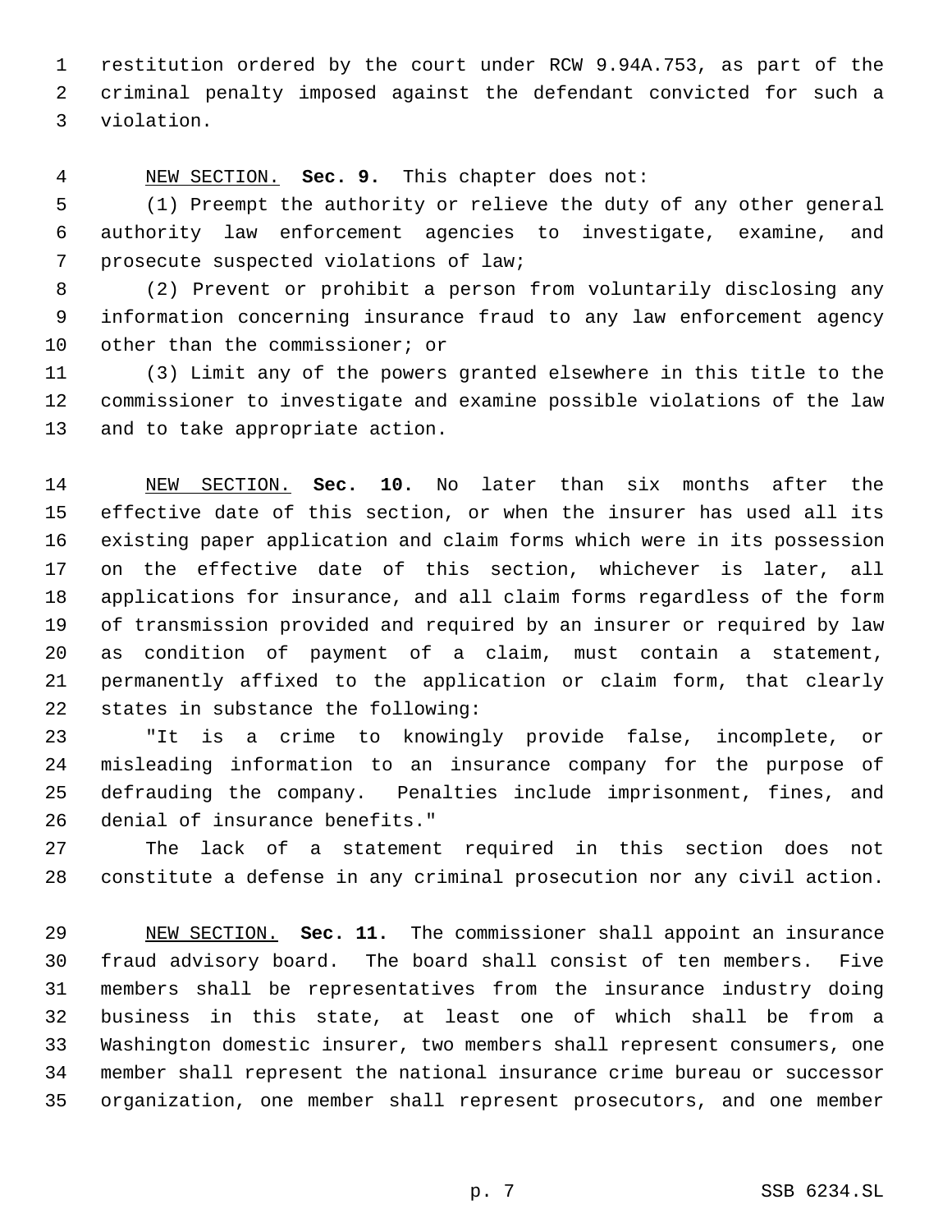restitution ordered by the court under RCW 9.94A.753, as part of the criminal penalty imposed against the defendant convicted for such a violation.

NEW SECTION. **Sec. 9.** This chapter does not:

(1) Preempt the authority or relieve the duty of any other general authority law enforcement agencies to investigate, examine, and prosecute suspected violations of law;

(2) Prevent or prohibit a person from voluntarily disclosing any information concerning insurance fraud to any law enforcement agency other than the commissioner; or

(3) Limit any of the powers granted elsewhere in this title to the commissioner to investigate and examine possible violations of the law and to take appropriate action.

NEW SECTION. **Sec. 10.** No later than six months after the effective date of this section, or when the insurer has used all its existing paper application and claim forms which were in its possession on the effective date of this section, whichever is later, all applications for insurance, and all claim forms regardless of the form of transmission provided and required by an insurer or required by law as condition of payment of a claim, must contain a statement, permanently affixed to the application or claim form, that clearly states in substance the following:

"It is a crime to knowingly provide false, incomplete, or misleading information to an insurance company for the purpose of defrauding the company. Penalties include imprisonment, fines, and denial of insurance benefits."

The lack of a statement required in this section does not constitute a defense in any criminal prosecution nor any civil action.

NEW SECTION. **Sec. 11.** The commissioner shall appoint an insurance fraud advisory board. The board shall consist of ten members. Five members shall be representatives from the insurance industry doing business in this state, at least one of which shall be from a Washington domestic insurer, two members shall represent consumers, one member shall represent the national insurance crime bureau or successor organization, one member shall represent prosecutors, and one member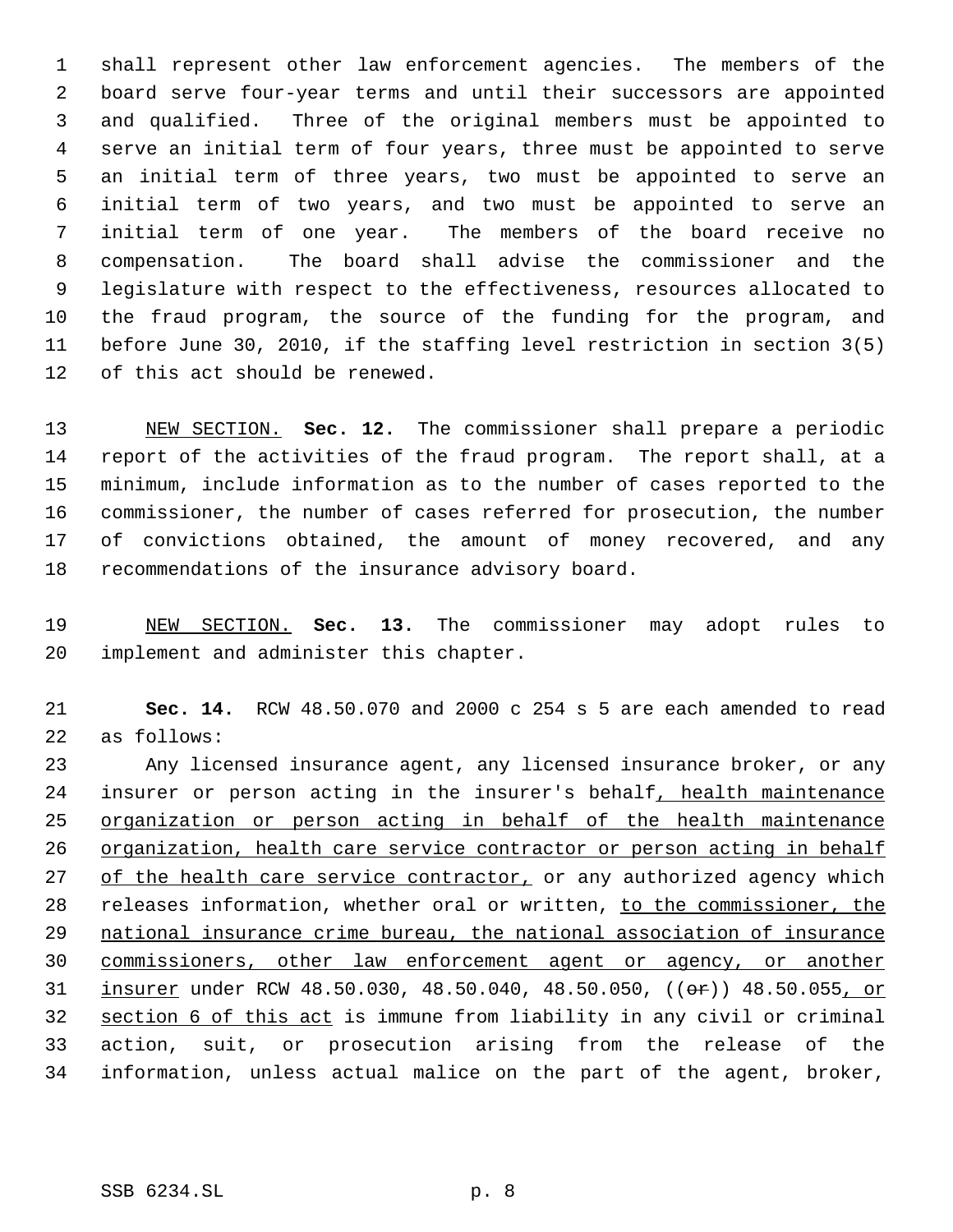shall represent other law enforcement agencies. The members of the board serve four-year terms and until their successors are appointed and qualified. Three of the original members must be appointed to serve an initial term of four years, three must be appointed to serve an initial term of three years, two must be appointed to serve an initial term of two years, and two must be appointed to serve an initial term of one year. The members of the board receive no compensation. The board shall advise the commissioner and the legislature with respect to the effectiveness, resources allocated to the fraud program, the source of the funding for the program, and before June 30, 2010, if the staffing level restriction in section 3(5) of this act should be renewed.

NEW SECTION. **Sec. 12.** The commissioner shall prepare a periodic report of the activities of the fraud program. The report shall, at a minimum, include information as to the number of cases reported to the commissioner, the number of cases referred for prosecution, the number of convictions obtained, the amount of money recovered, and any recommendations of the insurance advisory board.

NEW SECTION. **Sec. 13.** The commissioner may adopt rules to implement and administer this chapter.

**Sec. 14.** RCW 48.50.070 and 2000 c 254 s 5 are each amended to read as follows:

Any licensed insurance agent, any licensed insurance broker, or any insurer or person acting in the insurer's behalf, health maintenance organization or person acting in behalf of the health maintenance organization, health care service contractor or person acting in behalf of the health care service contractor, or any authorized agency which releases information, whether oral or written, to the commissioner, the national insurance crime bureau, the national association of insurance commissioners, other law enforcement agent or agency, or another insurer under RCW 48.50.030, 48.50.040, 48.50.050, ((~~or~~)) 48.50.055, or section 6 of this act is immune from liability in any civil or criminal action, suit, or prosecution arising from the release of the information, unless actual malice on the part of the agent, broker,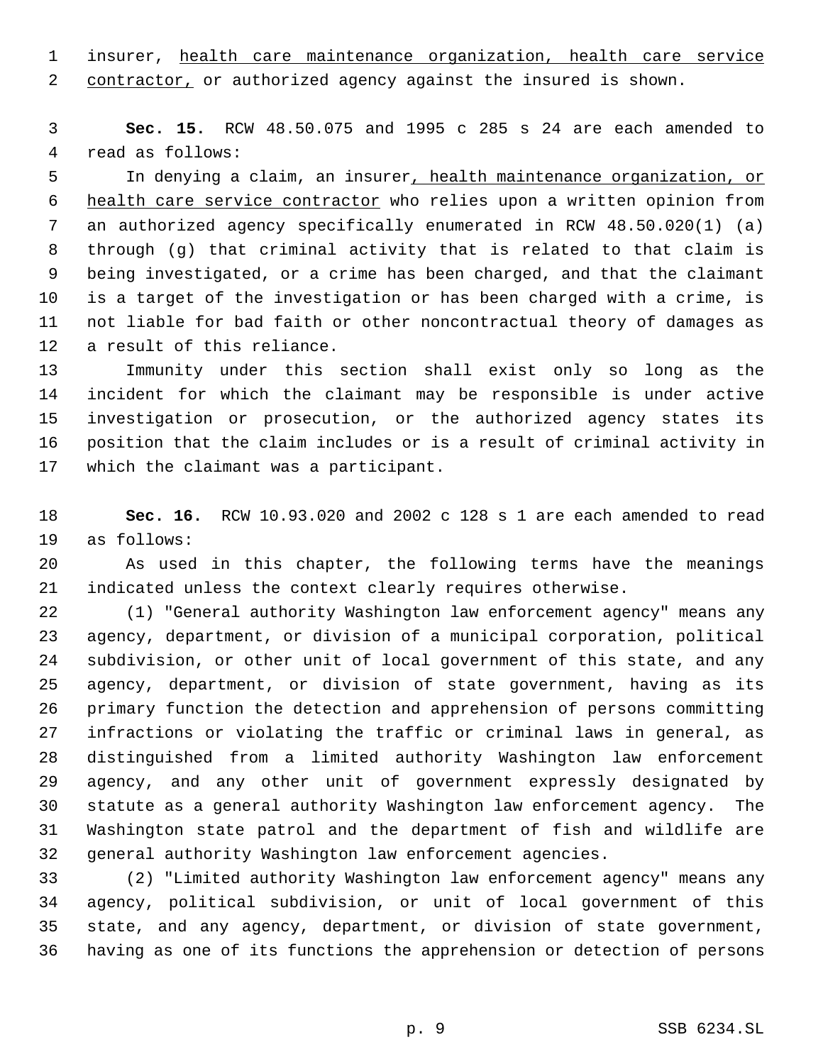insurer, health care maintenance organization, health care service contractor, or authorized agency against the insured is shown.

**Sec. 15.** RCW 48.50.075 and 1995 c 285 s 24 are each amended to read as follows:

In denying a claim, an insurer, health maintenance organization, or health care service contractor who relies upon a written opinion from an authorized agency specifically enumerated in RCW 48.50.020(1) (a) through (g) that criminal activity that is related to that claim is being investigated, or a crime has been charged, and that the claimant is a target of the investigation or has been charged with a crime, is not liable for bad faith or other noncontractual theory of damages as a result of this reliance.

Immunity under this section shall exist only so long as the incident for which the claimant may be responsible is under active investigation or prosecution, or the authorized agency states its position that the claim includes or is a result of criminal activity in which the claimant was a participant.

**Sec. 16.** RCW 10.93.020 and 2002 c 128 s 1 are each amended to read as follows:

As used in this chapter, the following terms have the meanings indicated unless the context clearly requires otherwise.

(1) "General authority Washington law enforcement agency" means any agency, department, or division of a municipal corporation, political subdivision, or other unit of local government of this state, and any agency, department, or division of state government, having as its primary function the detection and apprehension of persons committing infractions or violating the traffic or criminal laws in general, as distinguished from a limited authority Washington law enforcement agency, and any other unit of government expressly designated by statute as a general authority Washington law enforcement agency. The Washington state patrol and the department of fish and wildlife are general authority Washington law enforcement agencies.

(2) "Limited authority Washington law enforcement agency" means any agency, political subdivision, or unit of local government of this state, and any agency, department, or division of state government, having as one of its functions the apprehension or detection of persons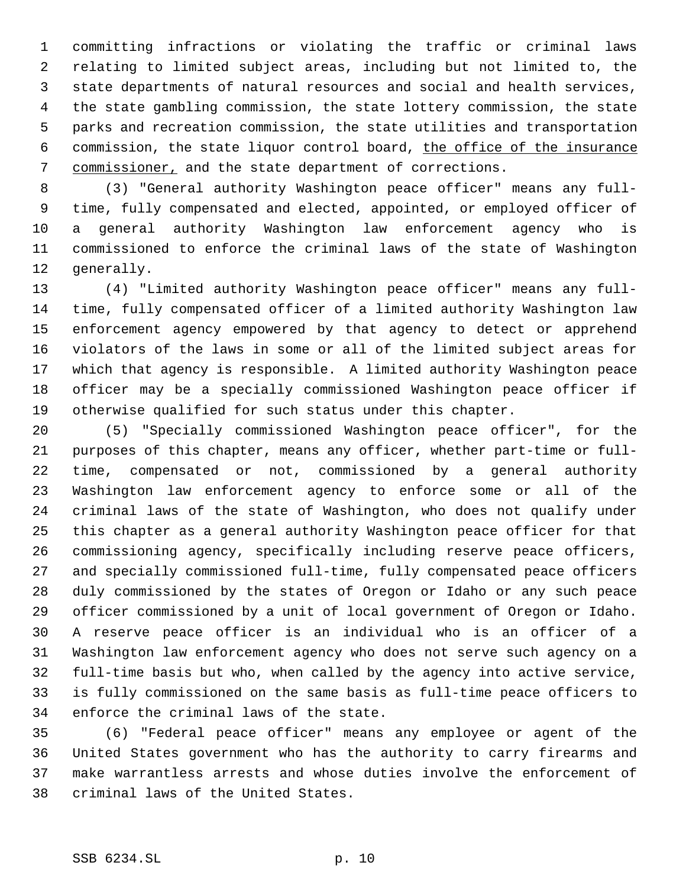committing infractions or violating the traffic or criminal laws relating to limited subject areas, including but not limited to, the state departments of natural resources and social and health services, the state gambling commission, the state lottery commission, the state parks and recreation commission, the state utilities and transportation commission, the state liquor control board, the office of the insurance commissioner, and the state department of corrections.

(3) "General authority Washington peace officer" means any full-time, fully compensated and elected, appointed, or employed officer of a general authority Washington law enforcement agency who is commissioned to enforce the criminal laws of the state of Washington generally.

(4) "Limited authority Washington peace officer" means any full-time, fully compensated officer of a limited authority Washington law enforcement agency empowered by that agency to detect or apprehend violators of the laws in some or all of the limited subject areas for which that agency is responsible. A limited authority Washington peace officer may be a specially commissioned Washington peace officer if otherwise qualified for such status under this chapter.

(5) "Specially commissioned Washington peace officer", for the purposes of this chapter, means any officer, whether part-time or full-time, compensated or not, commissioned by a general authority Washington law enforcement agency to enforce some or all of the criminal laws of the state of Washington, who does not qualify under this chapter as a general authority Washington peace officer for that commissioning agency, specifically including reserve peace officers, and specially commissioned full-time, fully compensated peace officers duly commissioned by the states of Oregon or Idaho or any such peace officer commissioned by a unit of local government of Oregon or Idaho. A reserve peace officer is an individual who is an officer of a Washington law enforcement agency who does not serve such agency on a full-time basis but who, when called by the agency into active service, is fully commissioned on the same basis as full-time peace officers to enforce the criminal laws of the state.

(6) "Federal peace officer" means any employee or agent of the United States government who has the authority to carry firearms and make warrantless arrests and whose duties involve the enforcement of criminal laws of the United States.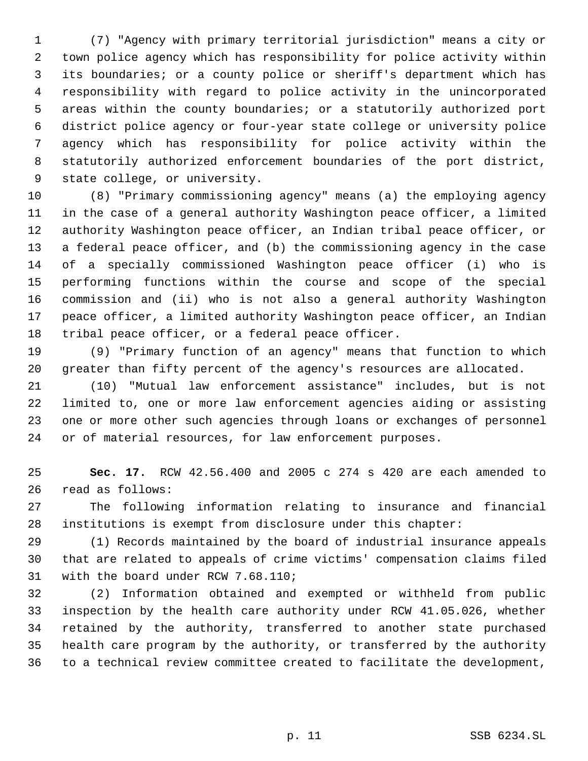(7) "Agency with primary territorial jurisdiction" means a city or town police agency which has responsibility for police activity within its boundaries; or a county police or sheriff's department which has responsibility with regard to police activity in the unincorporated areas within the county boundaries; or a statutorily authorized port district police agency or four-year state college or university police agency which has responsibility for police activity within the statutorily authorized enforcement boundaries of the port district, state college, or university.

(8) "Primary commissioning agency" means (a) the employing agency in the case of a general authority Washington peace officer, a limited authority Washington peace officer, an Indian tribal peace officer, or a federal peace officer, and (b) the commissioning agency in the case of a specially commissioned Washington peace officer (i) who is performing functions within the course and scope of the special commission and (ii) who is not also a general authority Washington peace officer, a limited authority Washington peace officer, an Indian tribal peace officer, or a federal peace officer.

(9) "Primary function of an agency" means that function to which greater than fifty percent of the agency's resources are allocated.

(10) "Mutual law enforcement assistance" includes, but is not limited to, one or more law enforcement agencies aiding or assisting one or more other such agencies through loans or exchanges of personnel or of material resources, for law enforcement purposes.

**Sec. 17.** RCW 42.56.400 and 2005 c 274 s 420 are each amended to read as follows:

The following information relating to insurance and financial institutions is exempt from disclosure under this chapter:

(1) Records maintained by the board of industrial insurance appeals that are related to appeals of crime victims' compensation claims filed with the board under RCW 7.68.110;

(2) Information obtained and exempted or withheld from public inspection by the health care authority under RCW 41.05.026, whether retained by the authority, transferred to another state purchased health care program by the authority, or transferred by the authority to a technical review committee created to facilitate the development,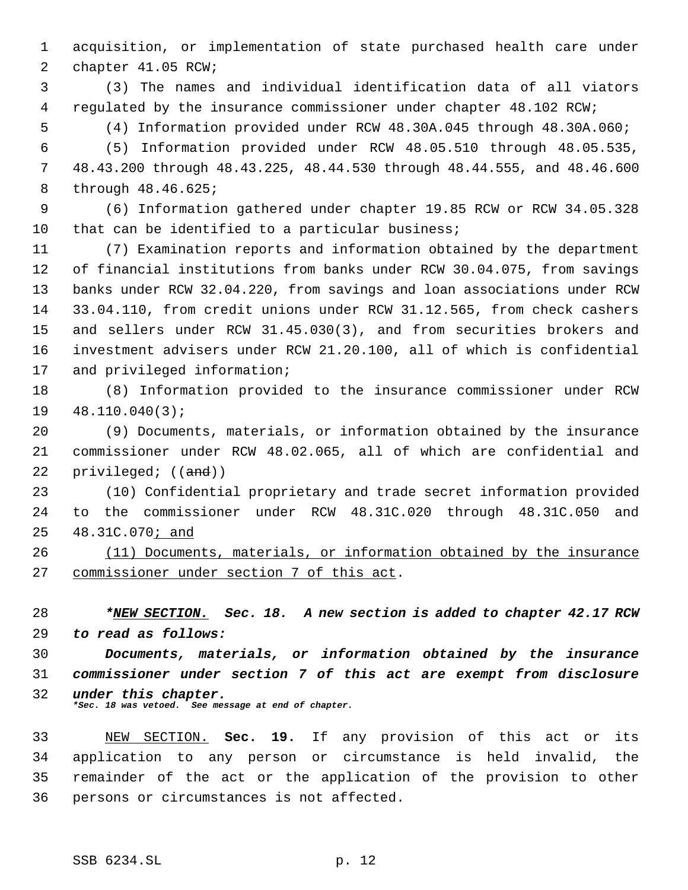acquisition, or implementation of state purchased health care under chapter 41.05 RCW;

(3) The names and individual identification data of all viators regulated by the insurance commissioner under chapter 48.102 RCW;

(4) Information provided under RCW 48.30A.045 through 48.30A.060;

(5) Information provided under RCW 48.05.510 through 48.05.535, 48.43.200 through 48.43.225, 48.44.530 through 48.44.555, and 48.46.600 through 48.46.625;

(6) Information gathered under chapter 19.85 RCW or RCW 34.05.328 that can be identified to a particular business;

(7) Examination reports and information obtained by the department of financial institutions from banks under RCW 30.04.075, from savings banks under RCW 32.04.220, from savings and loan associations under RCW 33.04.110, from credit unions under RCW 31.12.565, from check cashers and sellers under RCW 31.45.030(3), and from securities brokers and investment advisers under RCW 21.20.100, all of which is confidential and privileged information;

(8) Information provided to the insurance commissioner under RCW 48.110.040(3);

(9) Documents, materials, or information obtained by the insurance commissioner under RCW 48.02.065, all of which are confidential and privileged; ((~~and~~))

(10) Confidential proprietary and trade secret information provided to the commissioner under RCW 48.31C.020 through 48.31C.050 and 48.31C.070<u>; and</u>

<u>(11) Documents, materials, or information obtained by the insurance commissioner under section 7 of this act</u>.

***<u>NEW SECTION.</u> Sec. 18. A new section is added to chapter 42.17 RCW to read as follows:***

***Documents, materials, or information obtained by the insurance commissioner under section 7 of this act are exempt from disclosure under this chapter.***

****Sec. 18 was vetoed. See message at end of chapter.***

<u>NEW SECTION.</u> **Sec. 19.** If any provision of this act or its application to any person or circumstance is held invalid, the remainder of the act or the application of the provision to other persons or circumstances is not affected.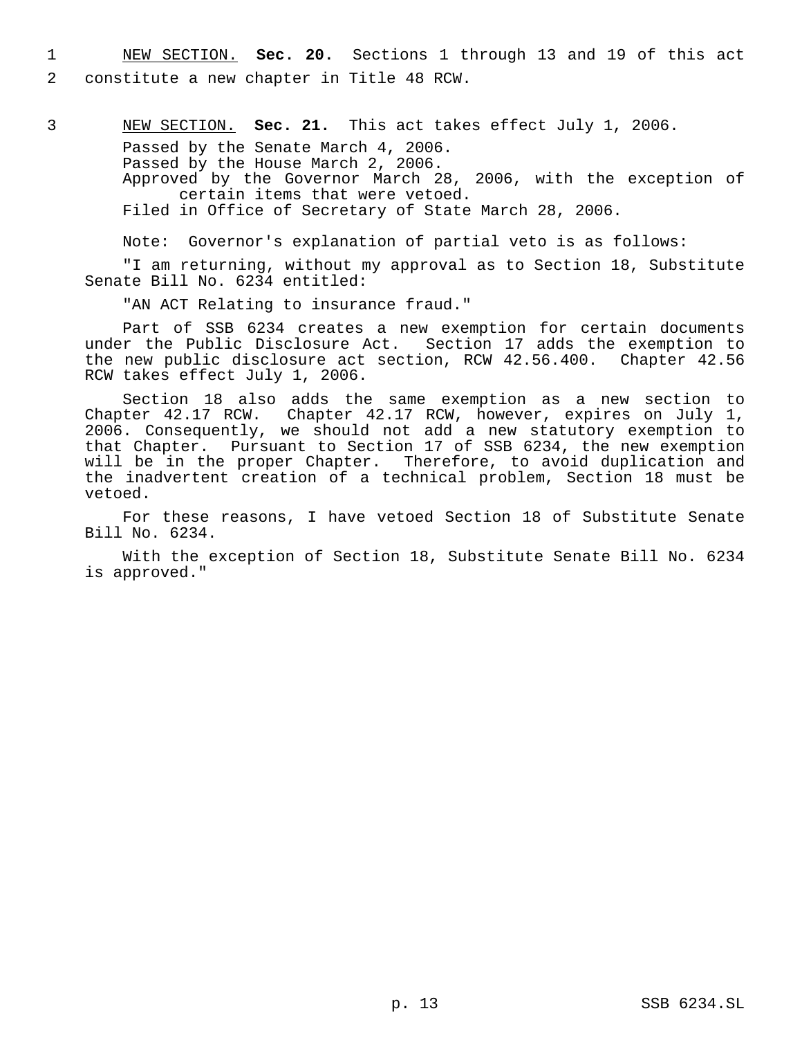NEW SECTION. **Sec. 20.** Sections 1 through 13 and 19 of this act constitute a new chapter in Title 48 RCW.

NEW SECTION. **Sec. 21.** This act takes effect July 1, 2006.

Passed by the Senate March 4, 2006.
Passed by the House March 2, 2006.
Approved by the Governor March 28, 2006, with the exception of certain items that were vetoed.
Filed in Office of Secretary of State March 28, 2006.

Note: Governor's explanation of partial veto is as follows:

"I am returning, without my approval as to Section 18, Substitute Senate Bill No. 6234 entitled:

"AN ACT Relating to insurance fraud."

Part of SSB 6234 creates a new exemption for certain documents under the Public Disclosure Act. Section 17 adds the exemption to the new public disclosure act section, RCW 42.56.400. Chapter 42.56 RCW takes effect July 1, 2006.

Section 18 also adds the same exemption as a new section to Chapter 42.17 RCW. Chapter 42.17 RCW, however, expires on July 1, 2006. Consequently, we should not add a new statutory exemption to that Chapter. Pursuant to Section 17 of SSB 6234, the new exemption will be in the proper Chapter. Therefore, to avoid duplication and the inadvertent creation of a technical problem, Section 18 must be vetoed.

For these reasons, I have vetoed Section 18 of Substitute Senate Bill No. 6234.

With the exception of Section 18, Substitute Senate Bill No. 6234 is approved."